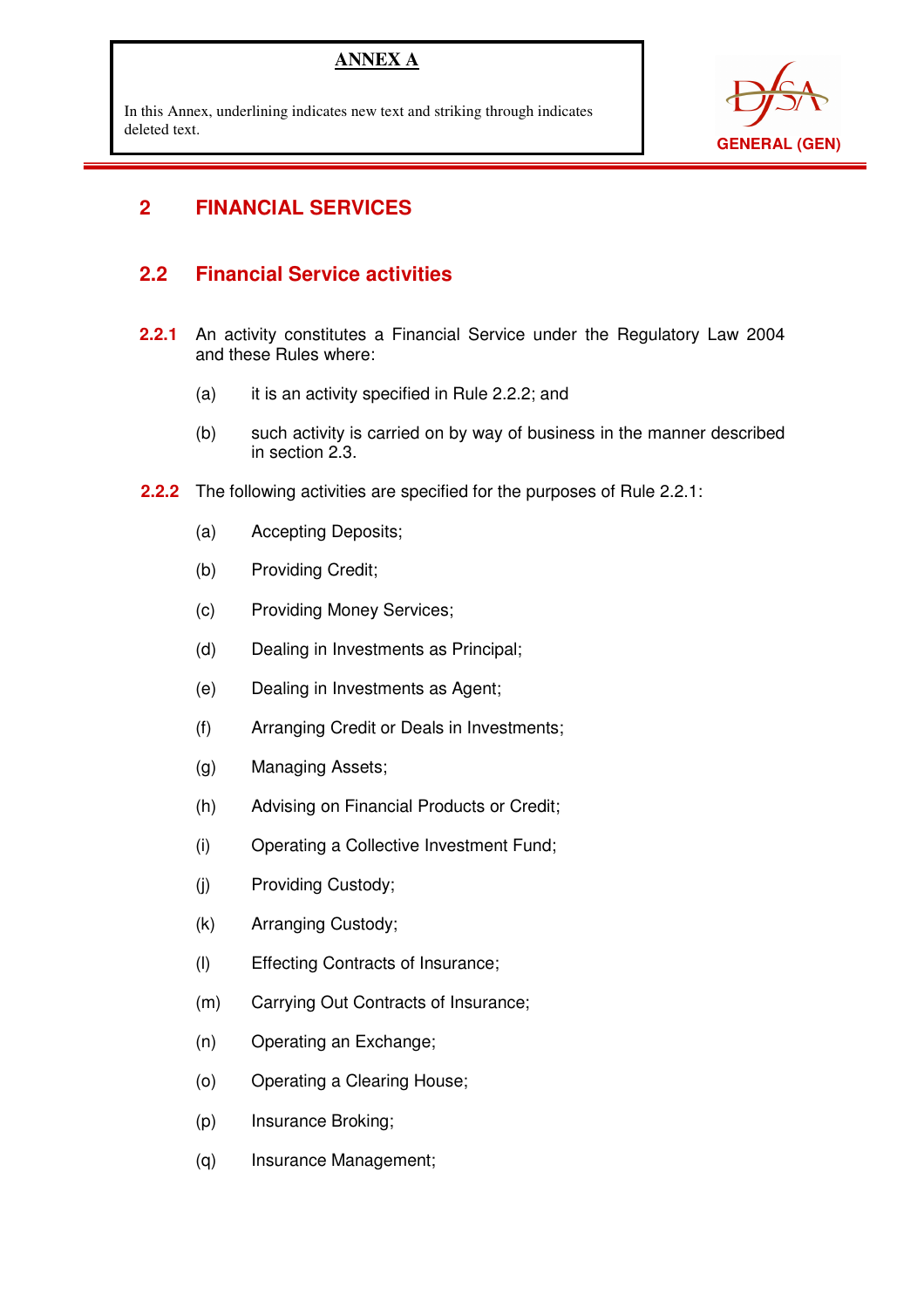**ANNEX A**

In this Annex, underlining indicates new text and striking through indicates deleted text.

GENERAL (GEN)

# 2 FINANCIAL SERVICES

## 2.2 Financial Service activities

**2.2.1** An activity constitutes a Financial Service under the Regulatory Law 2004 and these Rules where:

(a) it is an activity specified in Rule 2.2.2; and

(b) such activity is carried on by way of business in the manner described in section 2.3.

**2.2.2** The following activities are specified for the purposes of Rule 2.2.1:

(a) Accepting Deposits;

(b) Providing Credit;

(c) Providing Money Services;

(d) Dealing in Investments as Principal;

(e) Dealing in Investments as Agent;

(f) Arranging Credit or Deals in Investments;

(g) Managing Assets;

(h) Advising on Financial Products or Credit;

(i) Operating a Collective Investment Fund;

(j) Providing Custody;

(k) Arranging Custody;

(l) Effecting Contracts of Insurance;

(m) Carrying Out Contracts of Insurance;

(n) Operating an Exchange;

(o) Operating a Clearing House;

(p) Insurance Broking;

(q) Insurance Management;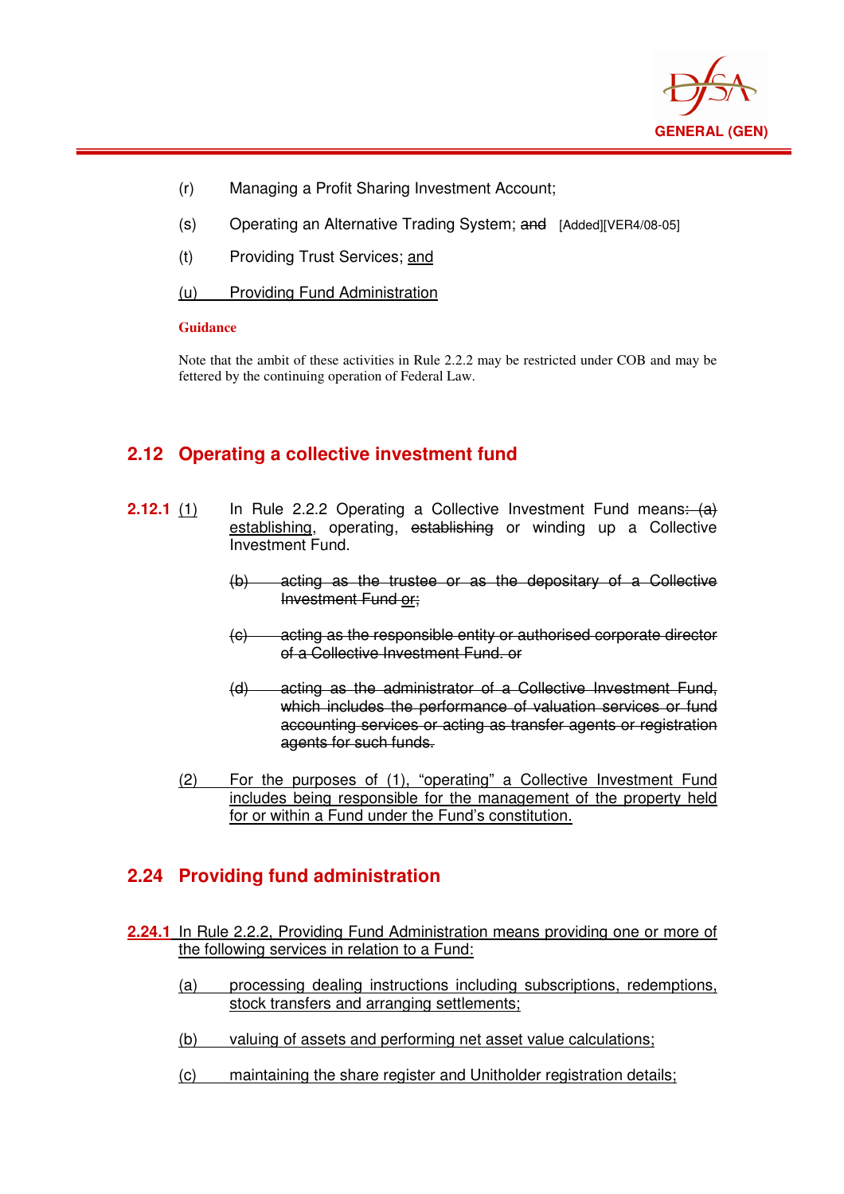(r) Managing a Profit Sharing Investment Account;

(s) Operating an Alternative Trading System; ~~and~~ [Added][VER4/08-05]

(t) Providing Trust Services; <u>and</u>

<u>(u) Providing Fund Administration</u>

**Guidance**

Note that the ambit of these activities in Rule 2.2.2 may be restricted under COB and may be fettered by the continuing operation of Federal Law.

## 2.12 Operating a collective investment fund

**2.12.1** <u>(1)</u> In Rule 2.2.2 Operating a Collective Investment Fund means~~: (a)~~ <u>establishing</u>, operating, ~~establishing~~ or winding up a Collective Investment Fund.

~~(b) acting as the trustee or as the depositary of a Collective Investment Fund or;~~

~~(c) acting as the responsible entity or authorised corporate director of a Collective Investment Fund. or~~

~~(d) acting as the administrator of a Collective Investment Fund, which includes the performance of valuation services or fund accounting services or acting as transfer agents or registration agents for such funds.~~

<u>(2) For the purposes of (1), "operating" a Collective Investment Fund includes being responsible for the management of the property held for or within a Fund under the Fund's constitution.</u>

## 2.24 Providing fund administration

<u>**2.24.1** In Rule 2.2.2, Providing Fund Administration means providing one or more of the following services in relation to a Fund:</u>

<u>(a) processing dealing instructions including subscriptions, redemptions, stock transfers and arranging settlements;</u>

<u>(b) valuing of assets and performing net asset value calculations;</u>

<u>(c) maintaining the share register and Unitholder registration details;</u>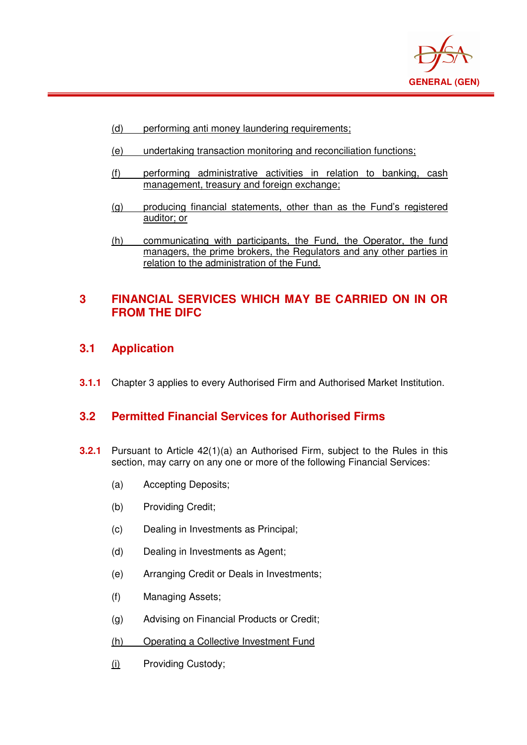(d) performing anti money laundering requirements;

(e) undertaking transaction monitoring and reconciliation functions;

(f) performing administrative activities in relation to banking, cash management, treasury and foreign exchange;

(g) producing financial statements, other than as the Fund's registered auditor; or

(h) communicating with participants, the Fund, the Operator, the fund managers, the prime brokers, the Regulators and any other parties in relation to the administration of the Fund.

# 3 FINANCIAL SERVICES WHICH MAY BE CARRIED ON IN OR FROM THE DIFC

## 3.1 Application

**3.1.1** Chapter 3 applies to every Authorised Firm and Authorised Market Institution.

## 3.2 Permitted Financial Services for Authorised Firms

**3.2.1** Pursuant to Article 42(1)(a) an Authorised Firm, subject to the Rules in this section, may carry on any one or more of the following Financial Services:

(a) Accepting Deposits;

(b) Providing Credit;

(c) Dealing in Investments as Principal;

(d) Dealing in Investments as Agent;

(e) Arranging Credit or Deals in Investments;

(f) Managing Assets;

(g) Advising on Financial Products or Credit;

(h) Operating a Collective Investment Fund

(i) Providing Custody;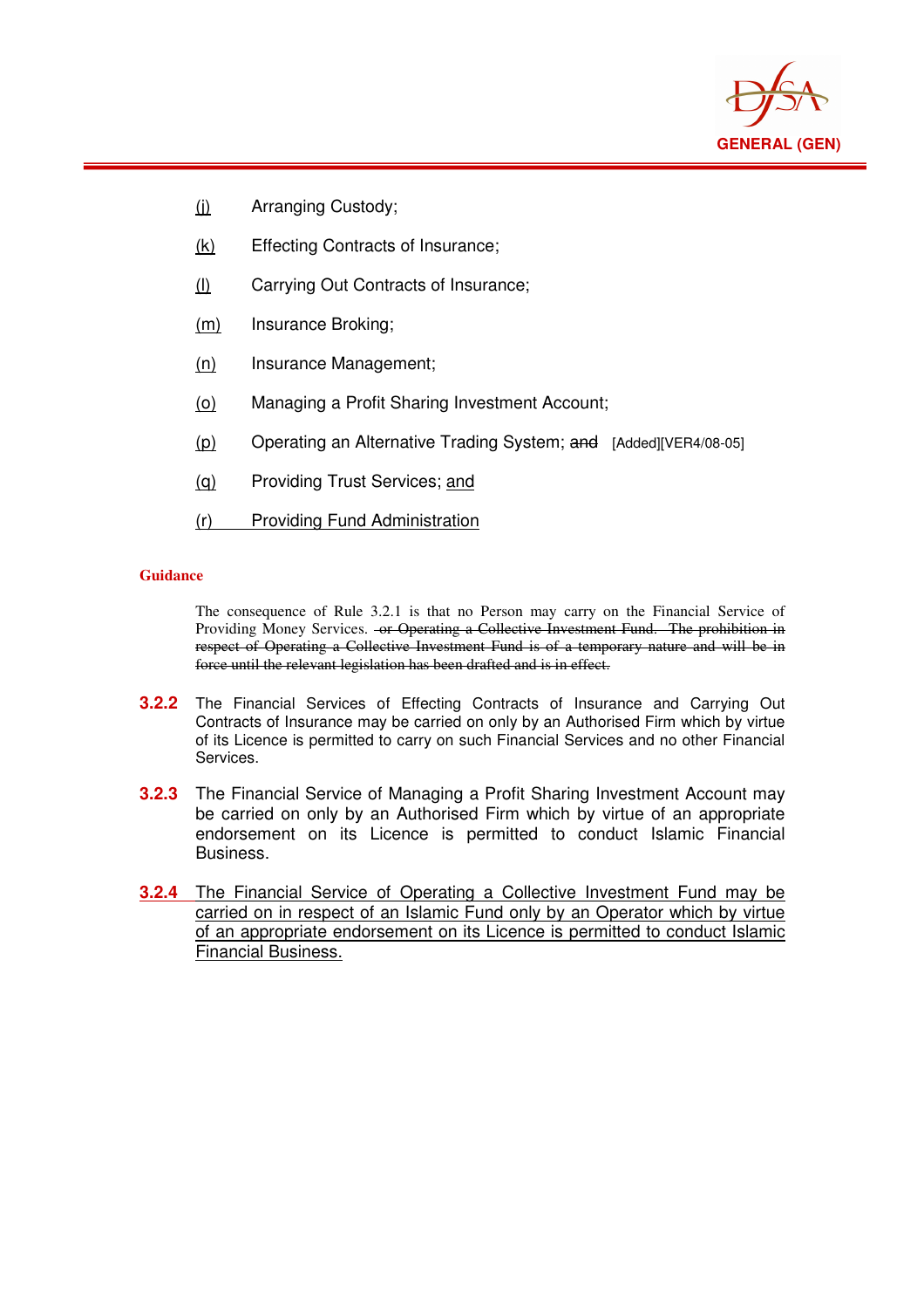(j) Arranging Custody;

(k) Effecting Contracts of Insurance;

(l) Carrying Out Contracts of Insurance;

(m) Insurance Broking;

(n) Insurance Management;

(o) Managing a Profit Sharing Investment Account;

(p) Operating an Alternative Trading System; ~~and~~ [Added][VER4/08-05]

(q) Providing Trust Services; and

(r) Providing Fund Administration

**Guidance**

The consequence of Rule 3.2.1 is that no Person may carry on the Financial Service of Providing Money Services. ~~or Operating a Collective Investment Fund. The prohibition in respect of Operating a Collective Investment Fund is of a temporary nature and will be in force until the relevant legislation has been drafted and is in effect.~~

**3.2.2** The Financial Services of Effecting Contracts of Insurance and Carrying Out Contracts of Insurance may be carried on only by an Authorised Firm which by virtue of its Licence is permitted to carry on such Financial Services and no other Financial Services.

**3.2.3** The Financial Service of Managing a Profit Sharing Investment Account may be carried on only by an Authorised Firm which by virtue of an appropriate endorsement on its Licence is permitted to conduct Islamic Financial Business.

**3.2.4** The Financial Service of Operating a Collective Investment Fund may be carried on in respect of an Islamic Fund only by an Operator which by virtue of an appropriate endorsement on its Licence is permitted to conduct Islamic Financial Business.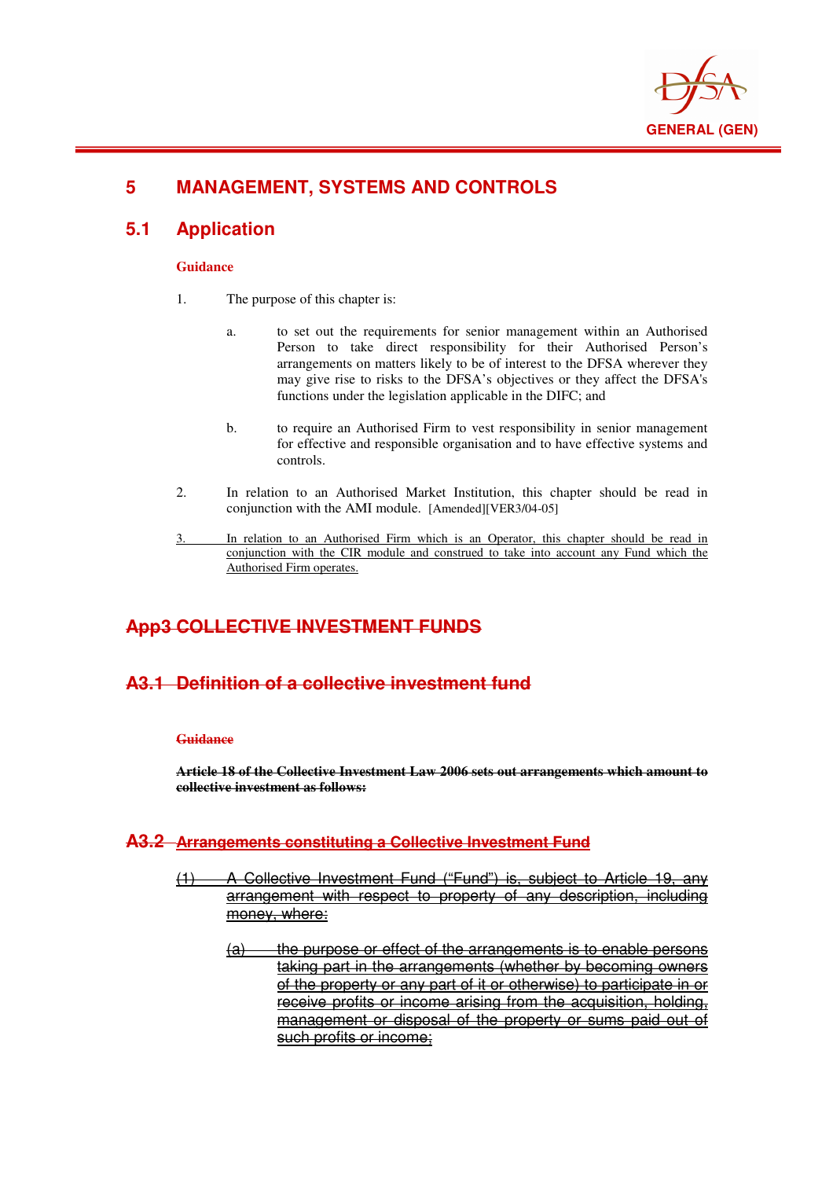# 5 MANAGEMENT, SYSTEMS AND CONTROLS

## 5.1 Application

**Guidance**

1. The purpose of this chapter is:

   a. to set out the requirements for senior management within an Authorised Person to take direct responsibility for their Authorised Person's arrangements on matters likely to be of interest to the DFSA wherever they may give rise to risks to the DFSA's objectives or they affect the DFSA's functions under the legislation applicable in the DIFC; and

   b. to require an Authorised Firm to vest responsibility in senior management for effective and responsible organisation and to have effective systems and controls.

2. In relation to an Authorised Market Institution, this chapter should be read in conjunction with the AMI module. [Amended][VER3/04-05]

3. <u>In relation to an Authorised Firm which is an Operator, this chapter should be read in conjunction with the CIR module and construed to take into account any Fund which the Authorised Firm operates.</u>

# ~~App3 COLLECTIVE INVESTMENT FUNDS~~

## ~~A3.1 Definition of a collective investment fund~~

~~**Guidance**~~

~~**Article 18 of the Collective Investment Law 2006 sets out arrangements which amount to collective investment as follows:**~~

## ~~A3.2 Arrangements constituting a Collective Investment Fund~~

~~(1) A Collective Investment Fund ("Fund") is, subject to Article 19, any arrangement with respect to property of any description, including money, where:~~

~~(a) the purpose or effect of the arrangements is to enable persons taking part in the arrangements (whether by becoming owners of the property or any part of it or otherwise) to participate in or receive profits or income arising from the acquisition, holding, management or disposal of the property or sums paid out of such profits or income;~~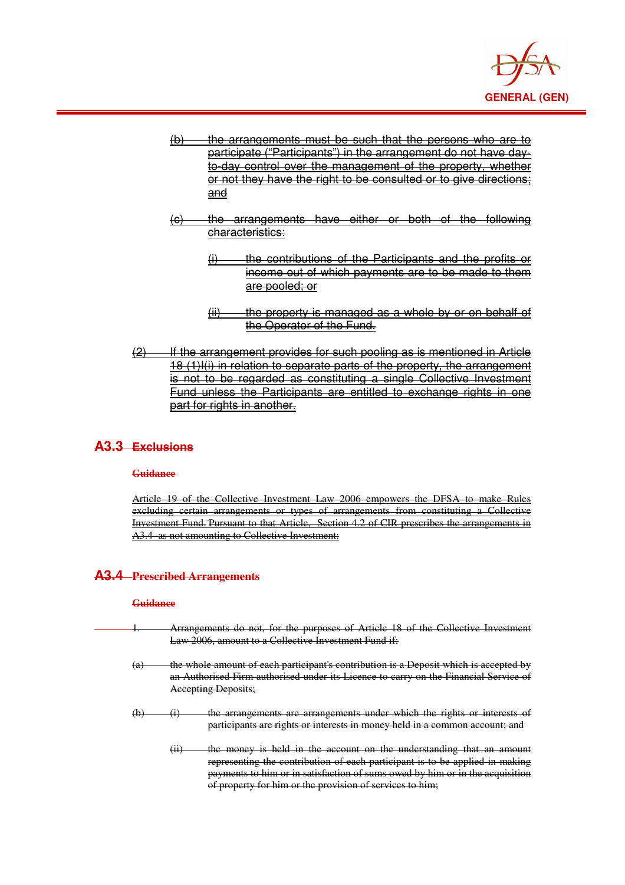(b) the arrangements must be such that the persons who are to participate ("Participants") in the arrangement do not have day-to-day control over the management of the property, whether or not they have the right to be consulted or to give directions; and

(c) the arrangements have either or both of the following characteristics:

(i) the contributions of the Participants and the profits or income out of which payments are to be made to them are pooled; or

(ii) the property is managed as a whole by or on behalf of the Operator of the Fund.

(2) If the arrangement provides for such pooling as is mentioned in Article 18 (1)I(i) in relation to separate parts of the property, the arrangement is not to be regarded as constituting a single Collective Investment Fund unless the Participants are entitled to exchange rights in one part for rights in another.

## A3.3 Exclusions

**Guidance**

Article 19 of the Collective Investment Law 2006 empowers the DFSA to make Rules excluding certain arrangements or types of arrangements from constituting a Collective Investment Fund. Pursuant to that Article, Section 4.2 of CIR prescribes the arrangements in A3.4 as not amounting to Collective Investment:

## A3.4 Prescribed Arrangements

**Guidance**

1. Arrangements do not, for the purposes of Article 18 of the Collective Investment Law 2006, amount to a Collective Investment Fund if:

(a) the whole amount of each participant's contribution is a Deposit which is accepted by an Authorised Firm authorised under its Licence to carry on the Financial Service of Accepting Deposits;

(b) (i) the arrangements are arrangements under which the rights or interests of participants are rights or interests in money held in a common account; and

(ii) the money is held in the account on the understanding that an amount representing the contribution of each participant is to be applied in making payments to him or in satisfaction of sums owed by him or in the acquisition of property for him or the provision of services to him;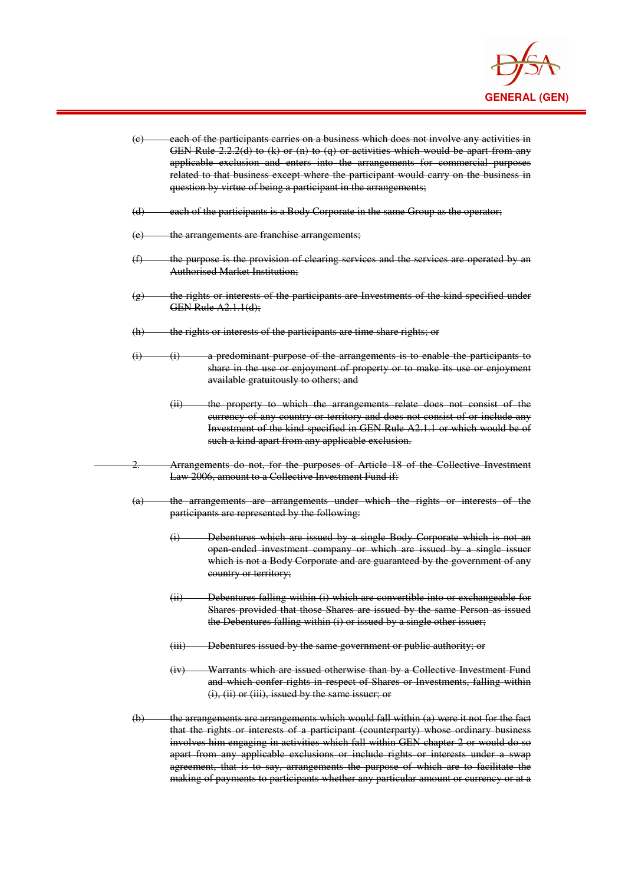~~(c) each of the participants carries on a business which does not involve any activities in GEN Rule 2.2.2(d) to (k) or (n) to (q) or activities which would be apart from any applicable exclusion and enters into the arrangements for commercial purposes related to that business except where the participant would carry on the business in question by virtue of being a participant in the arrangements;~~

~~(d) each of the participants is a Body Corporate in the same Group as the operator;~~

~~(e) the arrangements are franchise arrangements;~~

~~(f) the purpose is the provision of clearing services and the services are operated by an Authorised Market Institution;~~

~~(g) the rights or interests of the participants are Investments of the kind specified under GEN Rule A2.1.1(d);~~

~~(h) the rights or interests of the participants are time share rights; or~~

~~(i) (i) a predominant purpose of the arrangements is to enable the participants to share in the use or enjoyment of property or to make its use or enjoyment available gratuitously to others; and~~

~~(ii) the property to which the arrangements relate does not consist of the currency of any country or territory and does not consist of or include any Investment of the kind specified in GEN Rule A2.1.1 or which would be of such a kind apart from any applicable exclusion.~~

~~2. Arrangements do not, for the purposes of Article 18 of the Collective Investment Law 2006, amount to a Collective Investment Fund if:~~

~~(a) the arrangements are arrangements under which the rights or interests of the participants are represented by the following:~~

~~(i) Debentures which are issued by a single Body Corporate which is not an open-ended investment company or which are issued by a single issuer which is not a Body Corporate and are guaranteed by the government of any country or territory;~~

~~(ii) Debentures falling within (i) which are convertible into or exchangeable for Shares provided that those Shares are issued by the same Person as issued the Debentures falling within (i) or issued by a single other issuer;~~

~~(iii) Debentures issued by the same government or public authority; or~~

~~(iv) Warrants which are issued otherwise than by a Collective Investment Fund and which confer rights in respect of Shares or Investments, falling within (i), (ii) or (iii), issued by the same issuer; or~~

~~(b) the arrangements are arrangements which would fall within (a) were it not for the fact that the rights or interests of a participant (counterparty) whose ordinary business involves him engaging in activities which fall within GEN chapter 2 or would do so apart from any applicable exclusions or include rights or interests under a swap agreement, that is to say, arrangements the purpose of which are to facilitate the making of payments to participants whether any particular amount or currency or at a~~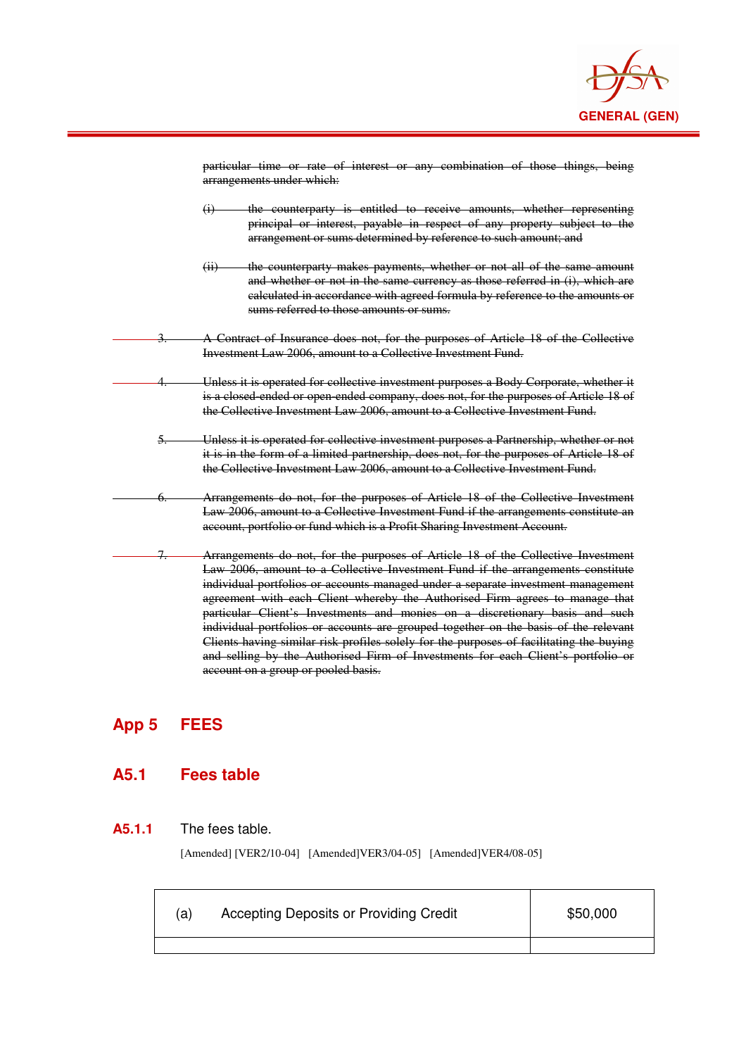~~particular time or rate of interest or any combination of those things, being arrangements under which:~~

~~(i) the counterparty is entitled to receive amounts, whether representing principal or interest, payable in respect of any property subject to the arrangement or sums determined by reference to such amount; and~~

~~(ii) the counterparty makes payments, whether or not all of the same amount and whether or not in the same currency as those referred in (i), which are calculated in accordance with agreed formula by reference to the amounts or sums referred to those amounts or sums.~~

~~3. A Contract of Insurance does not, for the purposes of Article 18 of the Collective Investment Law 2006, amount to a Collective Investment Fund.~~

~~4. Unless it is operated for collective investment purposes a Body Corporate, whether it is a closed-ended or open-ended company, does not, for the purposes of Article 18 of the Collective Investment Law 2006, amount to a Collective Investment Fund.~~

~~5. Unless it is operated for collective investment purposes a Partnership, whether or not it is in the form of a limited partnership, does not, for the purposes of Article 18 of the Collective Investment Law 2006, amount to a Collective Investment Fund.~~

~~6. Arrangements do not, for the purposes of Article 18 of the Collective Investment Law 2006, amount to a Collective Investment Fund if the arrangements constitute an account, portfolio or fund which is a Profit Sharing Investment Account.~~

~~7. Arrangements do not, for the purposes of Article 18 of the Collective Investment Law 2006, amount to a Collective Investment Fund if the arrangements constitute individual portfolios or accounts managed under a separate investment management agreement with each Client whereby the Authorised Firm agrees to manage that particular Client's Investments and monies on a discretionary basis and such individual portfolios or accounts are grouped together on the basis of the relevant Clients having similar risk profiles solely for the purposes of facilitating the buying and selling by the Authorised Firm of Investments for each Client's portfolio or account on a group or pooled basis.~~

# App 5 FEES

## A5.1 Fees table

**A5.1.1** The fees table.

[Amended] [VER2/10-04] [Amended]VER3/04-05] [Amended]VER4/08-05]

| (a) Accepting Deposits or Providing Credit | $50,000 |
|---|---|
| | |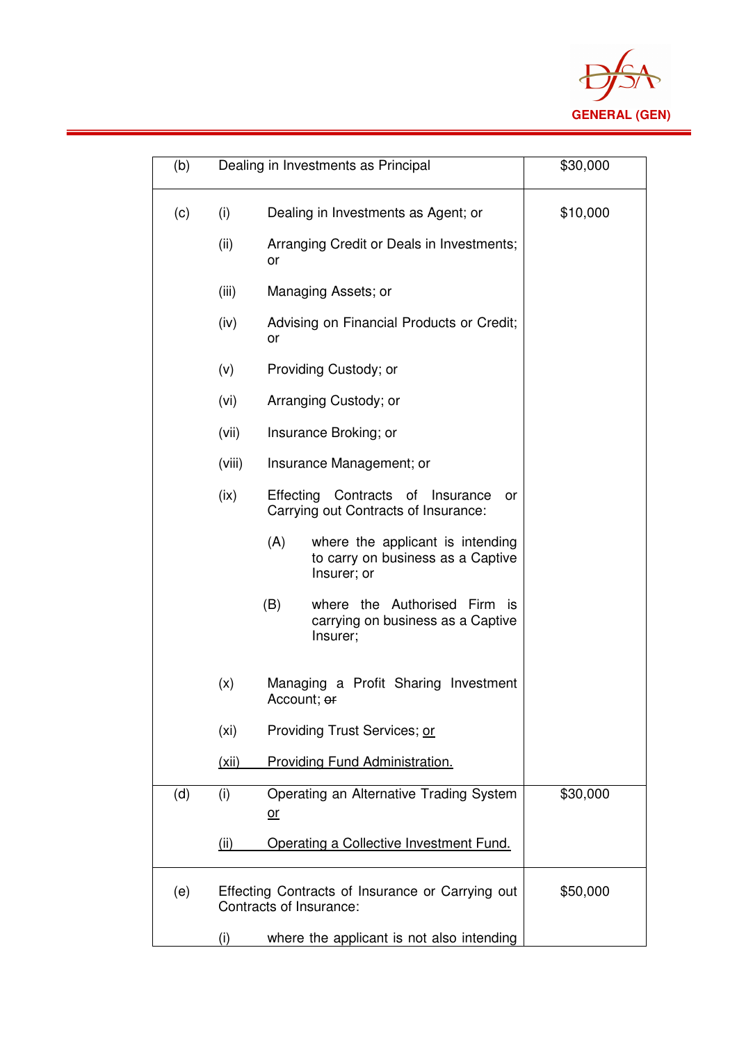| | | |
|---|---|---|
| (b) | Dealing in Investments as Principal | $30,000 |
| (c) | (i) Dealing in Investments as Agent; or<br><br>(ii) Arranging Credit or Deals in Investments; or<br><br>(iii) Managing Assets; or<br><br>(iv) Advising on Financial Products or Credit; or<br><br>(v) Providing Custody; or<br><br>(vi) Arranging Custody; or<br><br>(vii) Insurance Broking; or<br><br>(viii) Insurance Management; or<br><br>(ix) Effecting Contracts of Insurance or Carrying out Contracts of Insurance:<br><br>(A) where the applicant is intending to carry on business as a Captive Insurer; or<br><br>(B) where the Authorised Firm is carrying on business as a Captive Insurer;<br><br>(x) Managing a Profit Sharing Investment Account; ~~or~~<br><br>(xi) Providing Trust Services; <u>or</u><br><br><u>(xii) Providing Fund Administration.</u> | $10,000 |
| (d) | (i) Operating an Alternative Trading System <u>or</u><br><br><u>(ii) Operating a Collective Investment Fund.</u> | $30,000 |
| (e) | Effecting Contracts of Insurance or Carrying out Contracts of Insurance:<br><br>(i) where the applicant is not also intending | $50,000 |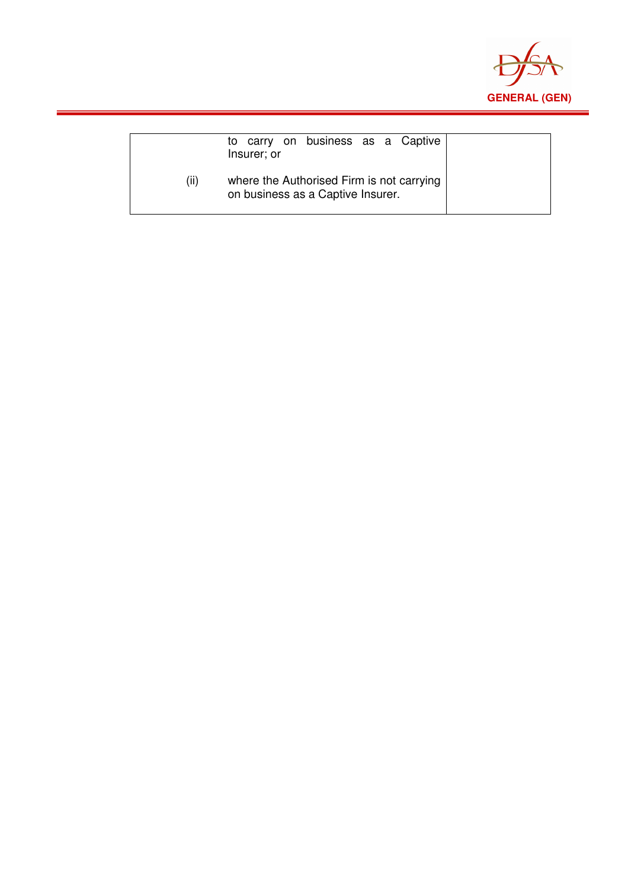| | | |
|---|---|---|
| | to carry on business as a Captive Insurer; or | |
| (ii) | where the Authorised Firm is not carrying on business as a Captive Insurer. | |